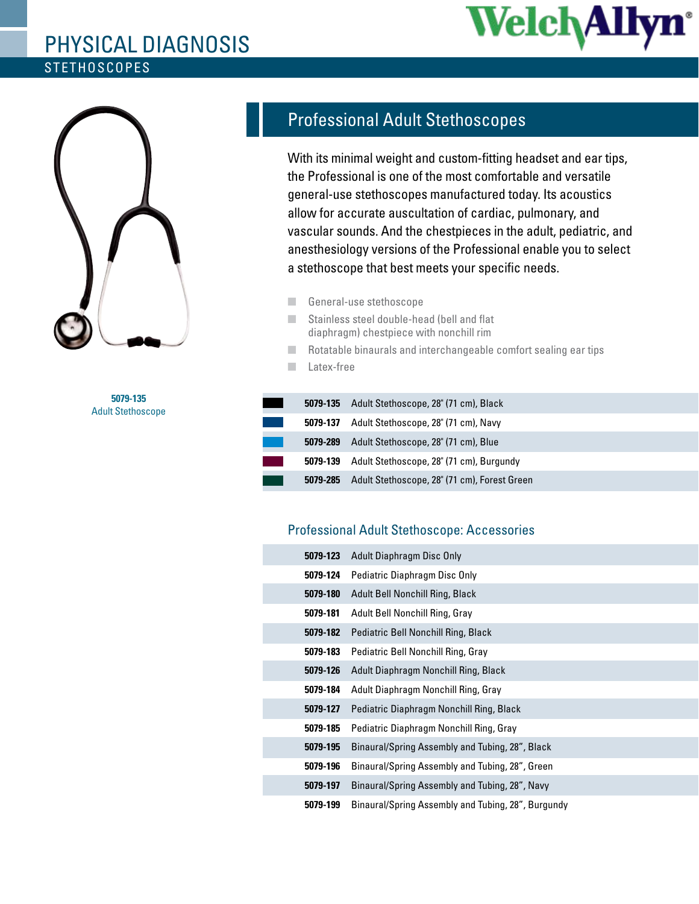# PHYSICAL DIAGNOSIS

## STETHOSCOPES

**5079-135**
Adult Stethoscope

## Professional Adult Stethoscopes

With its minimal weight and custom-fitting headset and ear tips, the Professional is one of the most comfortable and versatile general-use stethoscopes manufactured today. Its acoustics allow for accurate auscultation of cardiac, pulmonary, and vascular sounds. And the chestpieces in the adult, pediatric, and anesthesiology versions of the Professional enable you to select a stethoscope that best meets your specific needs.

- General-use stethoscope
- Stainless steel double-head (bell and flat diaphragm) chestpiece with nonchill rim
- Rotatable binaurals and interchangeable comfort sealing ear tips
- Latex-free

| Part No. | Description |
|---|---|
| **5079-135** | Adult Stethoscope, 28" (71 cm), Black |
| **5079-137** | Adult Stethoscope, 28" (71 cm), Navy |
| **5079-289** | Adult Stethoscope, 28" (71 cm), Blue |
| **5079-139** | Adult Stethoscope, 28" (71 cm), Burgundy |
| **5079-285** | Adult Stethoscope, 28" (71 cm), Forest Green |

### Professional Adult Stethoscope: Accessories

| Part No. | Description |
|---|---|
| **5079-123** | Adult Diaphragm Disc Only |
| **5079-124** | Pediatric Diaphragm Disc Only |
| **5079-180** | Adult Bell Nonchill Ring, Black |
| **5079-181** | Adult Bell Nonchill Ring, Gray |
| **5079-182** | Pediatric Bell Nonchill Ring, Black |
| **5079-183** | Pediatric Bell Nonchill Ring, Gray |
| **5079-126** | Adult Diaphragm Nonchill Ring, Black |
| **5079-184** | Adult Diaphragm Nonchill Ring, Gray |
| **5079-127** | Pediatric Diaphragm Nonchill Ring, Black |
| **5079-185** | Pediatric Diaphragm Nonchill Ring, Gray |
| **5079-195** | Binaural/Spring Assembly and Tubing, 28", Black |
| **5079-196** | Binaural/Spring Assembly and Tubing, 28", Green |
| **5079-197** | Binaural/Spring Assembly and Tubing, 28", Navy |
| **5079-199** | Binaural/Spring Assembly and Tubing, 28", Burgundy |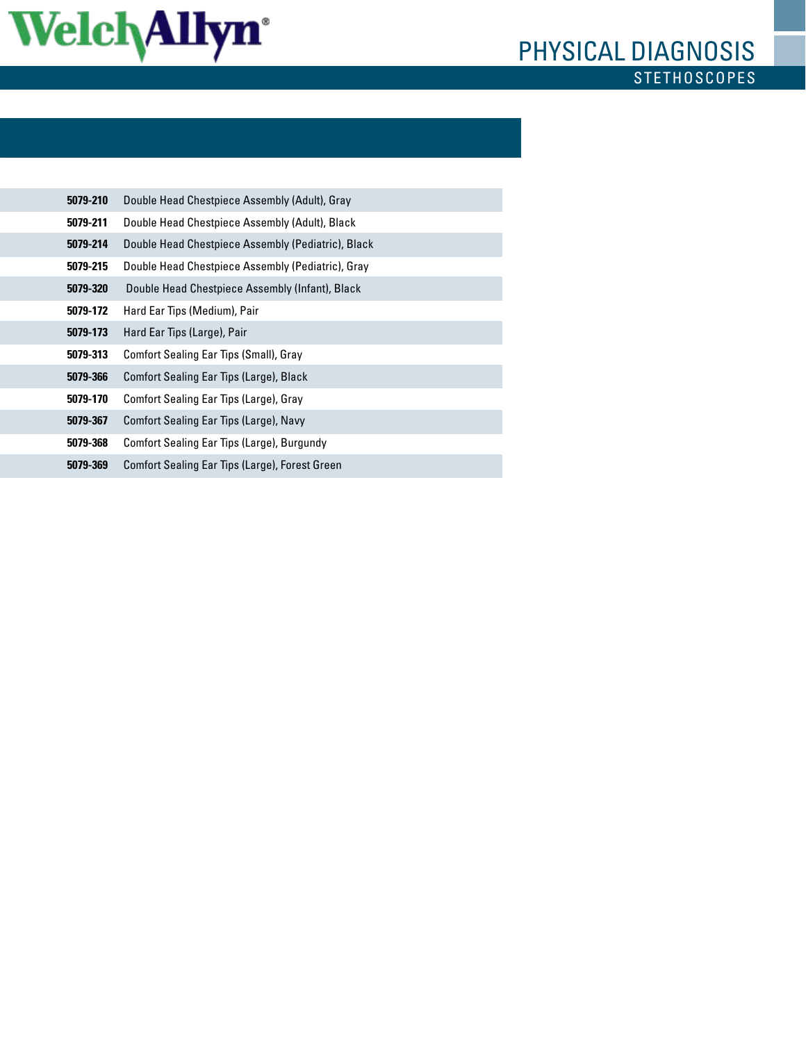| | |
|---|---|
| **5079-210** | Double Head Chestpiece Assembly (Adult), Gray |
| **5079-211** | Double Head Chestpiece Assembly (Adult), Black |
| **5079-214** | Double Head Chestpiece Assembly (Pediatric), Black |
| **5079-215** | Double Head Chestpiece Assembly (Pediatric), Gray |
| **5079-320** | Double Head Chestpiece Assembly (Infant), Black |
| **5079-172** | Hard Ear Tips (Medium), Pair |
| **5079-173** | Hard Ear Tips (Large), Pair |
| **5079-313** | Comfort Sealing Ear Tips (Small), Gray |
| **5079-366** | Comfort Sealing Ear Tips (Large), Black |
| **5079-170** | Comfort Sealing Ear Tips (Large), Gray |
| **5079-367** | Comfort Sealing Ear Tips (Large), Navy |
| **5079-368** | Comfort Sealing Ear Tips (Large), Burgundy |
| **5079-369** | Comfort Sealing Ear Tips (Large), Forest Green |